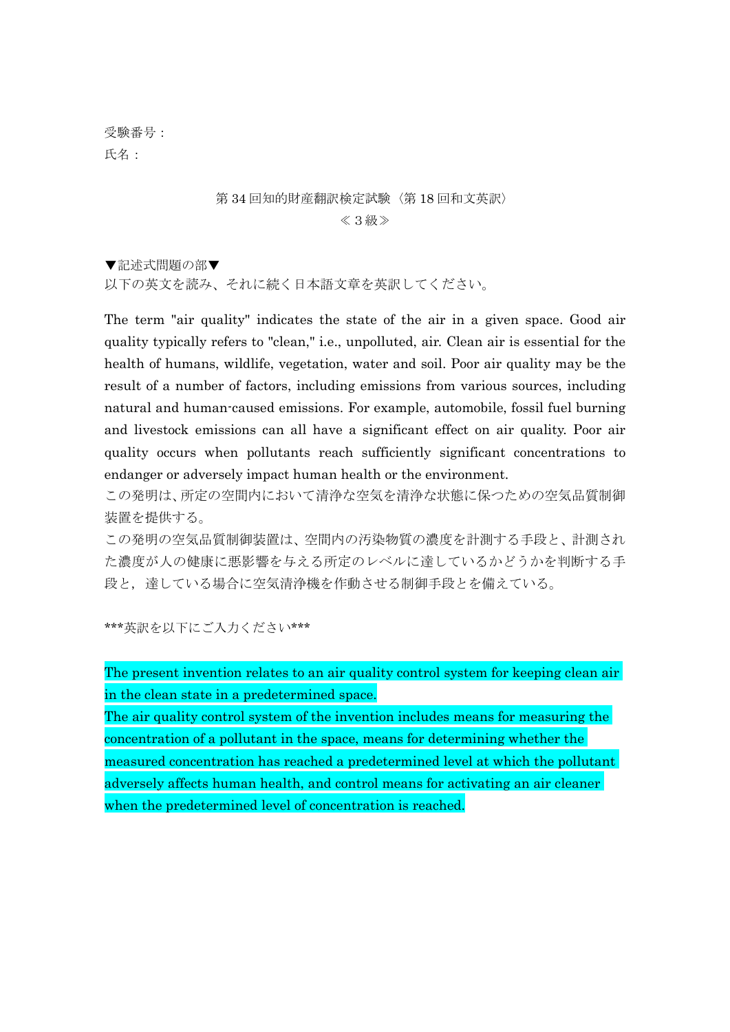受験番号：

氏名：

第 34 回知的財産翻訳検定試験〈第 18 回和文英訳〉

≪３級≫

▼記述式問題の部▼

以下の英文を読み、それに続く日本語文章を英訳してください。

The term "air quality" indicates the state of the air in a given space. Good air quality typically refers to "clean," i.e., unpolluted, air. Clean air is essential for the health of humans, wildlife, vegetation, water and soil. Poor air quality may be the result of a number of factors, including emissions from various sources, including natural and human-caused emissions. For example, automobile, fossil fuel burning and livestock emissions can all have a significant effect on air quality. Poor air quality occurs when pollutants reach sufficiently significant concentrations to endanger or adversely impact human health or the environment.

この発明は、所定の空間内において清浄な空気を清浄な状態に保つための空気品質制御装置を提供する。

この発明の空気品質制御装置は、空間内の汚染物質の濃度を計測する手段と、計測された濃度が人の健康に悪影響を与える所定のレベルに達しているかどうかを判断する手段と，達している場合に空気清浄機を作動させる制御手段とを備えている。

***英訳を以下にご入力ください***

The present invention relates to an air quality control system for keeping clean air in the clean state in a predetermined space.

The air quality control system of the invention includes means for measuring the concentration of a pollutant in the space, means for determining whether the measured concentration has reached a predetermined level at which the pollutant adversely affects human health, and control means for activating an air cleaner when the predetermined level of concentration is reached.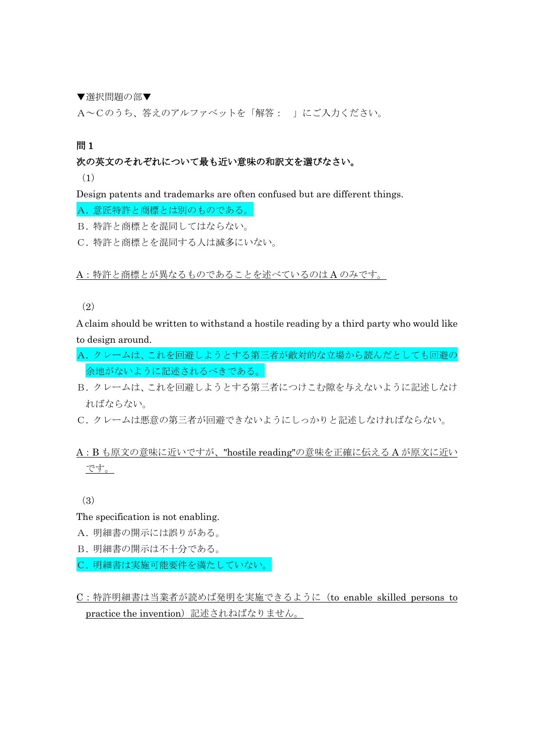▼選択問題の部▼

Ａ～Ｃのうち、答えのアルファベットを「解答：　」にご入力ください。

**問 1**

**次の英文のそれぞれについて最も近い意味の和訳文を選びなさい。**

（1）

Design patents and trademarks are often confused but are different things.

A．意匠特許と商標とは別のものである。

B．特許と商標とを混同してはならない。

C．特許と商標とを混同する人は滅多にいない。

A：特許と商標とが異なるものであることを述べているのは A のみです。

（2）

A claim should be written to withstand a hostile reading by a third party who would like to design around.

A．クレームは、これを回避しようとする第三者が敵対的な立場から読んだとしても回避の余地がないように記述されるべきである。

B．クレームは、これを回避しようとする第三者につけこむ隙を与えないように記述しなければならない。

C．クレームは悪意の第三者が回避できないようにしっかりと記述しなければならない。

A：B も原文の意味に近いですが、"hostile reading"の意味を正確に伝える A が原文に近いです。

（3）

The specification is not enabling.

A．明細書の開示には誤りがある。

B．明細書の開示は不十分である。

C．明細書は実施可能要件を満たしていない。

C：特許明細書は当業者が読めば発明を実施できるように（to enable skilled persons to practice the invention）記述されねばなりません。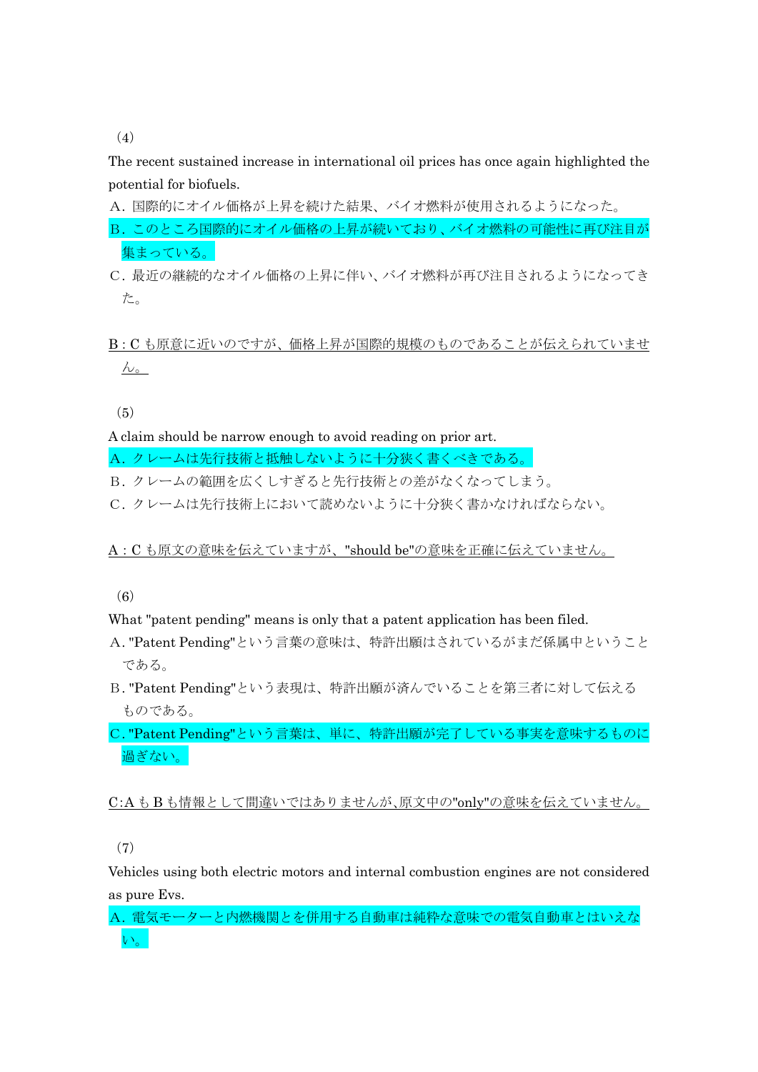（4）

The recent sustained increase in international oil prices has once again highlighted the potential for biofuels.

A．国際的にオイル価格が上昇を続けた結果、バイオ燃料が使用されるようになった。

B．このところ国際的にオイル価格の上昇が続いており、バイオ燃料の可能性に再び注目が集まっている。

C．最近の継続的なオイル価格の上昇に伴い、バイオ燃料が再び注目されるようになってきた。

B：C も原意に近いのですが、価格上昇が国際的規模のものであることが伝えられていません。

（5）

A claim should be narrow enough to avoid reading on prior art.

A．クレームは先行技術と抵触しないように十分狭く書くべきである。

B．クレームの範囲を広くしすぎると先行技術との差がなくなってしまう。

C．クレームは先行技術上において読めないように十分狭く書かなければならない。

A：C も原文の意味を伝えていますが、"should be"の意味を正確に伝えていません。

（6）

What "patent pending" means is only that a patent application has been filed.

A．"Patent Pending"という言葉の意味は、特許出願はされているがまだ係属中ということである。

B．"Patent Pending"という表現は、特許出願が済んでいることを第三者に対して伝えるものである。

C．"Patent Pending"という言葉は、単に、特許出願が完了している事実を意味するものに過ぎない。

C:A も B も情報として間違いではありませんが､原文中の"only"の意味を伝えていません。

（7）

Vehicles using both electric motors and internal combustion engines are not considered as pure Evs.

A．電気モーターと内燃機関とを併用する自動車は純粋な意味での電気自動車とはいえない。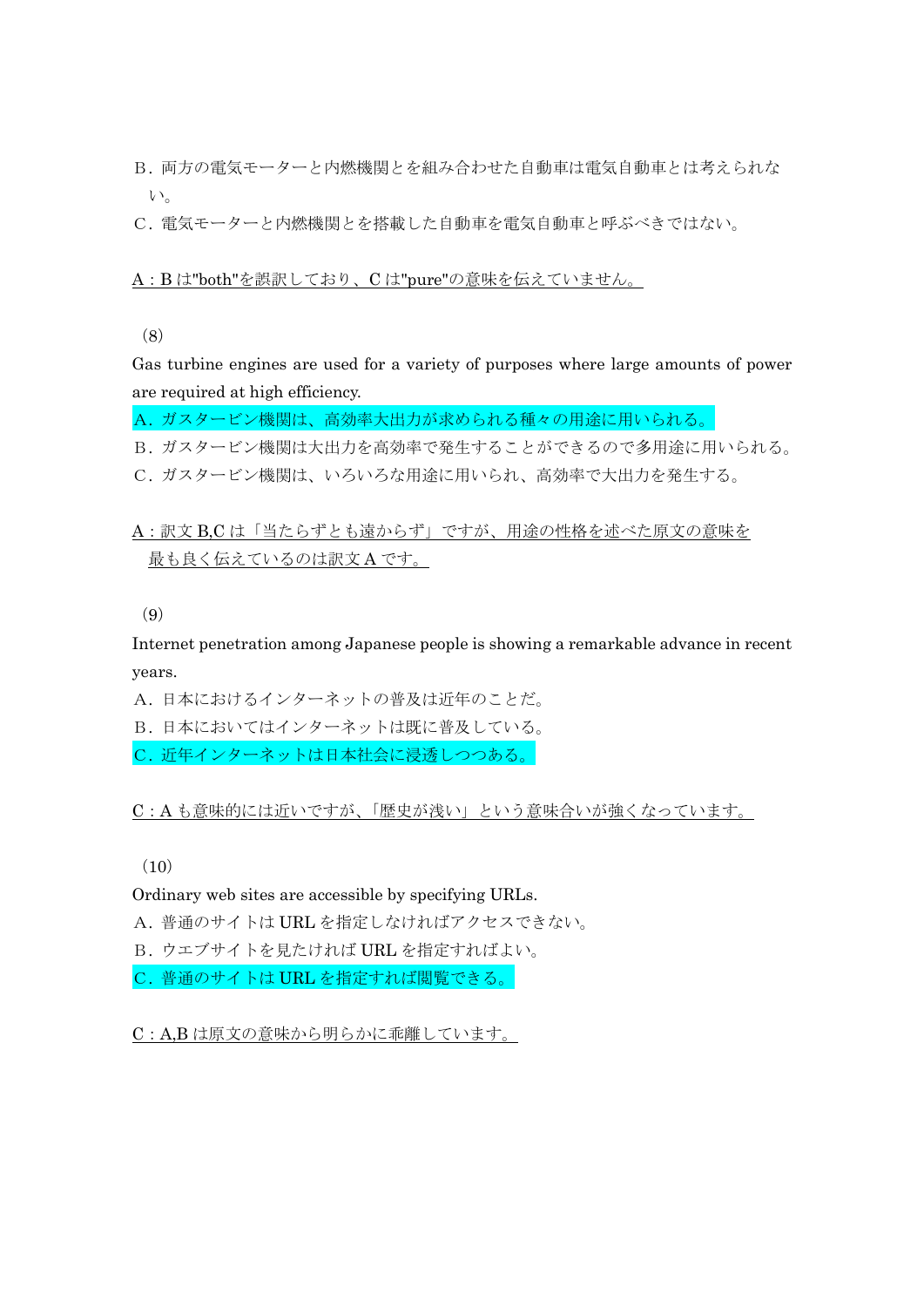B．両方の電気モーターと内燃機関とを組み合わせた自動車は電気自動車とは考えられない。

C．電気モーターと内燃機関とを搭載した自動車を電気自動車と呼ぶべきではない。

A：Bは"both"を誤訳しており、Cは"pure"の意味を伝えていません。

（8）

Gas turbine engines are used for a variety of purposes where large amounts of power are required at high efficiency.

A．ガスタービン機関は、高効率大出力が求められる種々の用途に用いられる。

B．ガスタービン機関は大出力を高効率で発生することができるので多用途に用いられる。

C．ガスタービン機関は、いろいろな用途に用いられ、高効率で大出力を発生する。

A：訳文B,Cは「当たらずとも遠からず」ですが、用途の性格を述べた原文の意味を最も良く伝えているのは訳文Aです。

（9）

Internet penetration among Japanese people is showing a remarkable advance in recent years.

A．日本におけるインターネットの普及は近年のことだ。

B．日本においてはインターネットは既に普及している。

C．近年インターネットは日本社会に浸透しつつある。

C：Aも意味的には近いですが、「歴史が浅い」という意味合いが強くなっています。

（10）

Ordinary web sites are accessible by specifying URLs.

A．普通のサイトはURLを指定しなければアクセスできない。

B．ウエブサイトを見たければURLを指定すればよい。

C．普通のサイトはURLを指定すれば閲覧できる。

C：A,Bは原文の意味から明らかに乖離しています。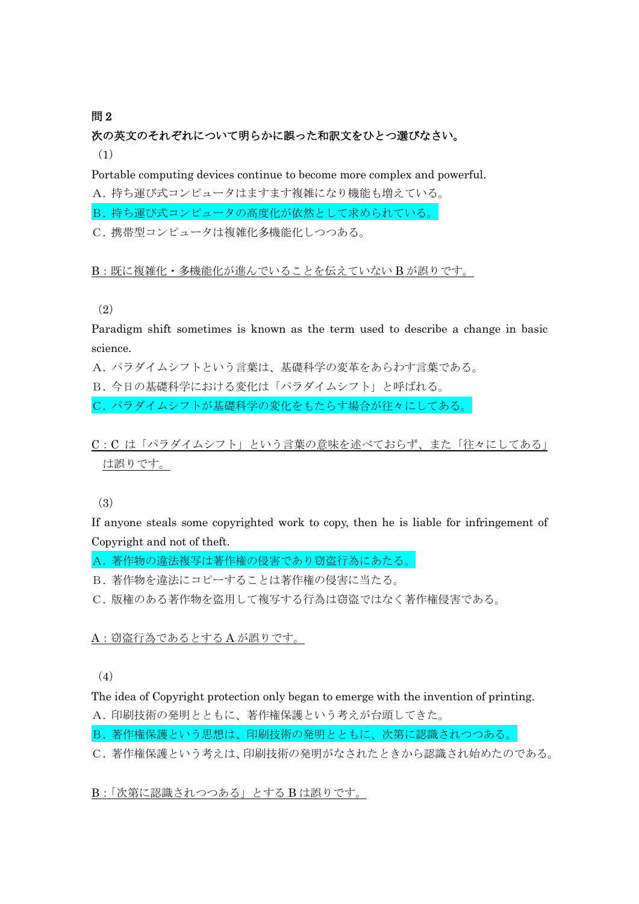**問 2**

**次の英文のそれぞれについて明らかに誤った和訳文をひとつ選びなさい。**

（1）

Portable computing devices continue to become more complex and powerful.

A．持ち運び式コンピュータはますます複雑になり機能も増えている。

B．持ち運び式コンピュータの高度化が依然として求められている。

C．携帯型コンピュータは複雑化多機能化しつつある。

B：既に複雑化・多機能化が進んでいることを伝えていない B が誤りです。

（2）

Paradigm shift sometimes is known as the term used to describe a change in basic science.

A．パラダイムシフトという言葉は、基礎科学の変革をあらわす言葉である。

B．今日の基礎科学における変化は「パラダイムシフト」と呼ばれる。

C．パラダイムシフトが基礎科学の変化をもたらす場合が往々にしてある。

C：C は「パラダイムシフト」という言葉の意味を述べておらず、また「往々にしてある」は誤りです。

（3）

If anyone steals some copyrighted work to copy, then he is liable for infringement of Copyright and not of theft.

A．著作物の違法複写は著作権の侵害であり窃盗行為にあたる。

B．著作物を違法にコピーすることは著作権の侵害に当たる。

C．版権のある著作物を盗用して複写する行為は窃盗ではなく著作権侵害である。

A：窃盗行為であるとする A が誤りです。

（4）

The idea of Copyright protection only began to emerge with the invention of printing.

A．印刷技術の発明とともに、著作権保護という考えが台頭してきた。

B．著作権保護という思想は、印刷技術の発明とともに、次第に認識されつつある。

C．著作権保護という考えは、印刷技術の発明がなされたときから認識され始めたのである。

B：「次第に認識されつつある」とする B は誤りです。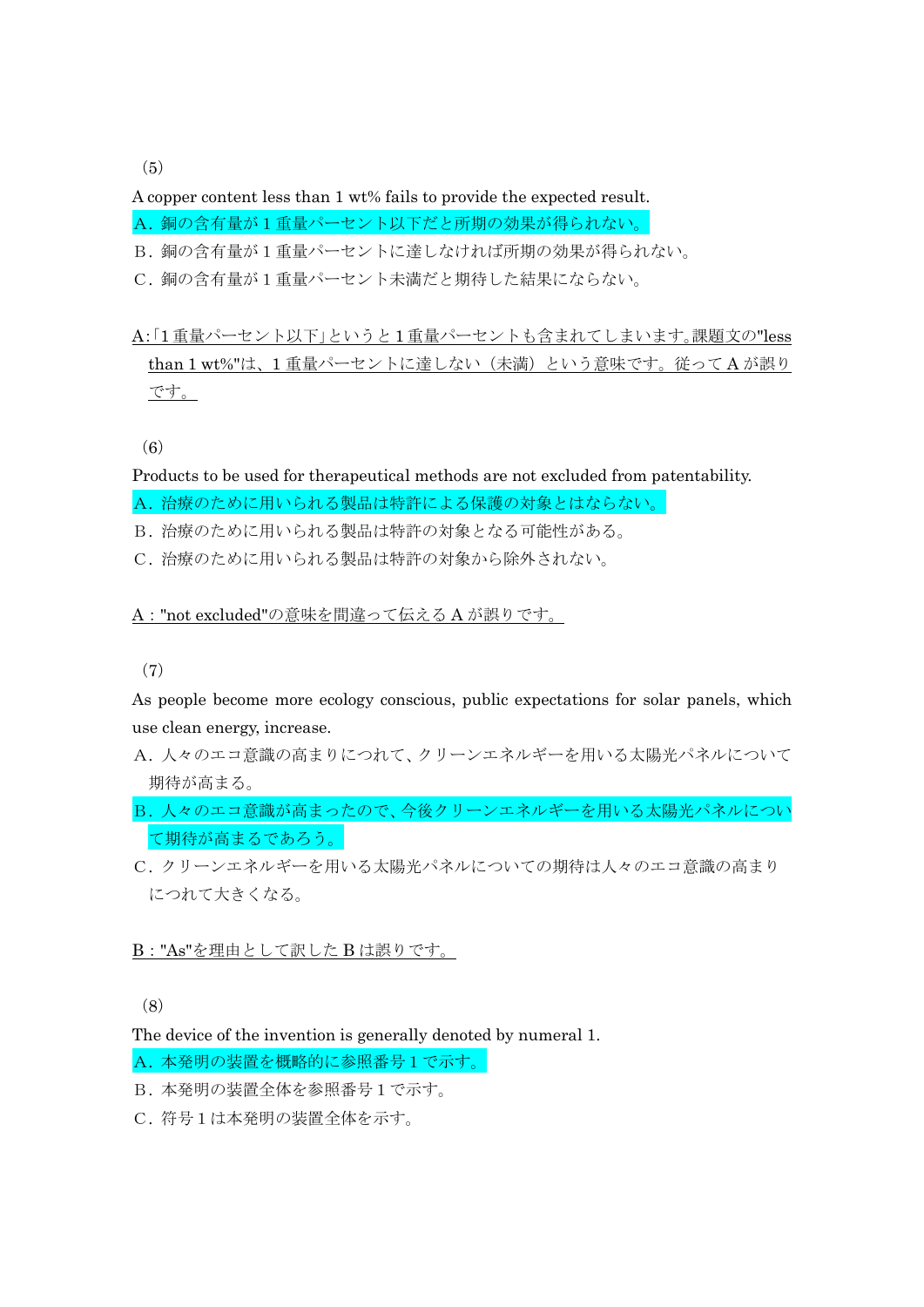（5）

A copper content less than 1 wt% fails to provide the expected result.

A．銅の含有量が 1 重量パーセント以下だと所期の効果が得られない。

B．銅の含有量が 1 重量パーセントに達しなければ所期の効果が得られない。

C．銅の含有量が 1 重量パーセント未満だと期待した結果にならない。

A:「1 重量パーセント以下」というと 1 重量パーセントも含まれてしまいます。課題文の"less than 1 wt%"は、1 重量パーセントに達しない（未満）という意味です。従って A が誤りです。

（6）

Products to be used for therapeutical methods are not excluded from patentability.

A．治療のために用いられる製品は特許による保護の対象とはならない。

B．治療のために用いられる製品は特許の対象となる可能性がある。

C．治療のために用いられる製品は特許の対象から除外されない。

A："not excluded"の意味を間違って伝える A が誤りです。

（7）

As people become more ecology conscious, public expectations for solar panels, which use clean energy, increase.

A．人々のエコ意識の高まりにつれて、クリーンエネルギーを用いる太陽光パネルについて期待が高まる。

B．人々のエコ意識が高まったので、今後クリーンエネルギーを用いる太陽光パネルについて期待が高まるであろう。

C．クリーンエネルギーを用いる太陽光パネルについての期待は人々のエコ意識の高まりにつれて大きくなる。

B："As"を理由として訳した B は誤りです。

（8）

The device of the invention is generally denoted by numeral 1.

A．本発明の装置を概略的に参照番号 1 で示す。

B．本発明の装置全体を参照番号 1 で示す。

C．符号 1 は本発明の装置全体を示す。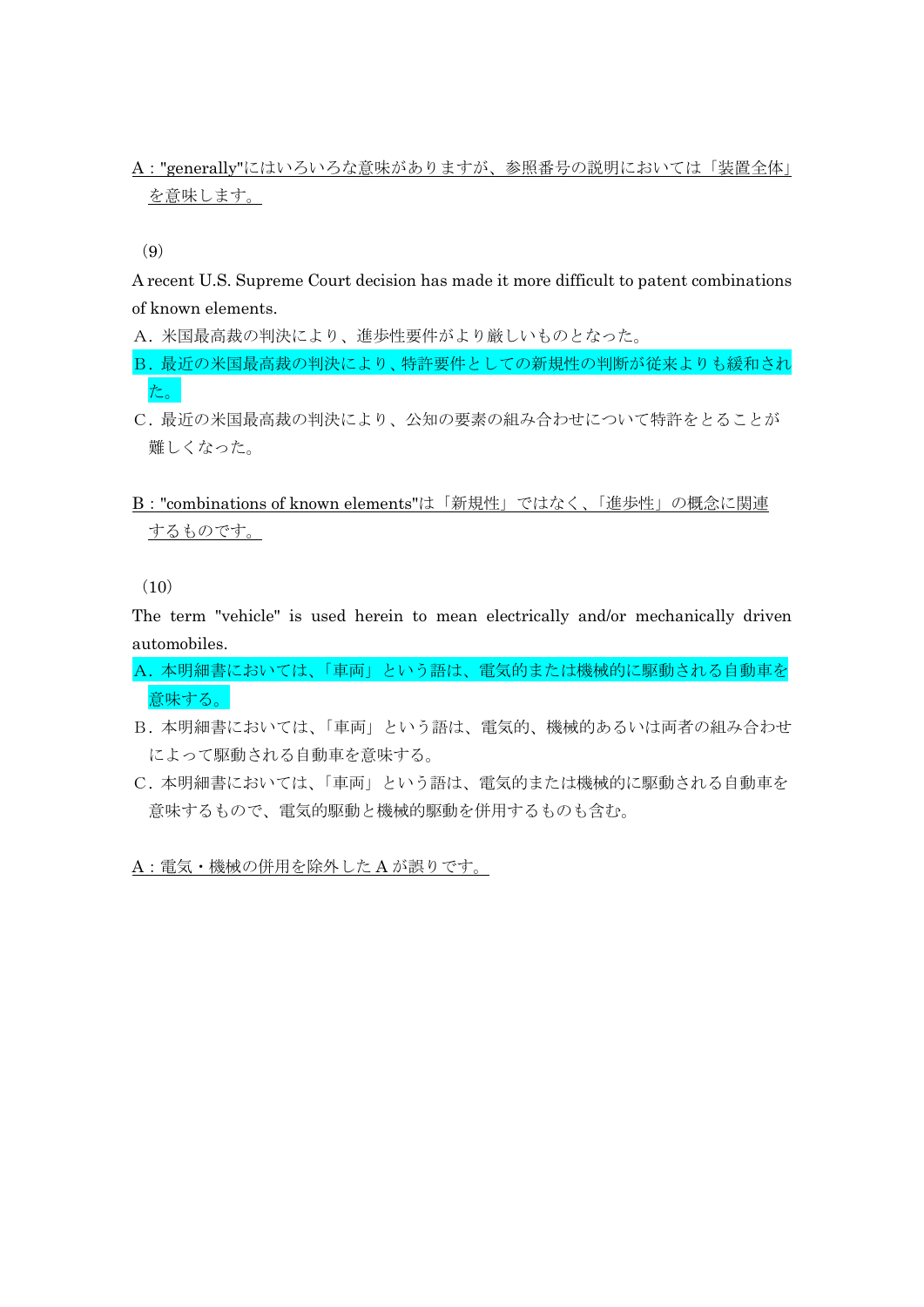A："generally"にはいろいろな意味がありますが、参照番号の説明においては「装置全体」を意味します。

（9）

A recent U.S. Supreme Court decision has made it more difficult to patent combinations of known elements.

A．米国最高裁の判決により、進歩性要件がより厳しいものとなった。

B．最近の米国最高裁の判決により、特許要件としての新規性の判断が従来よりも緩和された。

C．最近の米国最高裁の判決により、公知の要素の組み合わせについて特許をとることが難しくなった。

B："combinations of known elements"は「新規性」ではなく、「進歩性」の概念に関連するものです。

（10）

The term "vehicle" is used herein to mean electrically and/or mechanically driven automobiles.

A．本明細書においては、「車両」という語は、電気的または機械的に駆動される自動車を意味する。

B．本明細書においては、「車両」という語は、電気的、機械的あるいは両者の組み合わせによって駆動される自動車を意味する。

C．本明細書においては、「車両」という語は、電気的または機械的に駆動される自動車を意味するもので、電気的駆動と機械的駆動を併用するものも含む。

A：電気・機械の併用を除外したAが誤りです。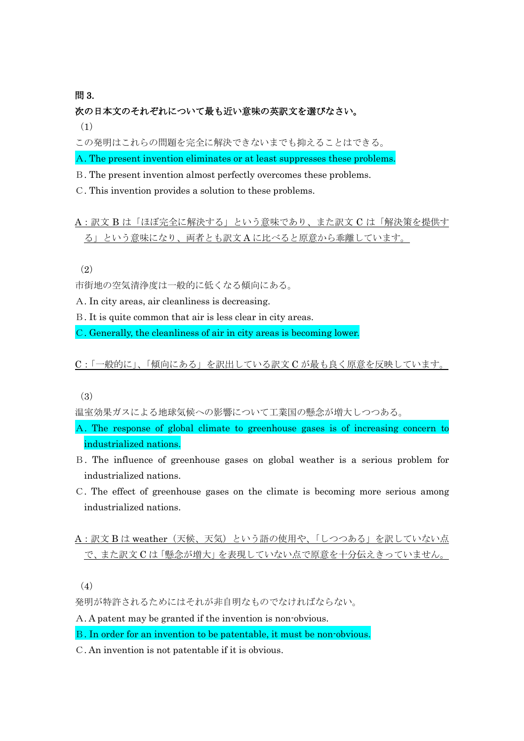**問 3.**

**次の日本文のそれぞれについて最も近い意味の英訳文を選びなさい。**

（1）

この発明はこれらの問題を完全に解決できないまでも抑えることはできる。

A. The present invention eliminates or at least suppresses these problems.

B. The present invention almost perfectly overcomes these problems.

C. This invention provides a solution to these problems.

A：訳文 B は「ほぼ完全に解決する」という意味であり、また訳文 C は「解決策を提供する」という意味になり、両者とも訳文 A に比べると原意から乖離しています。

（2）

市街地の空気清浄度は一般的に低くなる傾向にある。

A. In city areas, air cleanliness is decreasing.

B. It is quite common that air is less clear in city areas.

C. Generally, the cleanliness of air in city areas is becoming lower.

C：「一般的に」、「傾向にある」を訳出している訳文 C が最も良く原意を反映しています。

（3）

温室効果ガスによる地球気候への影響について工業国の懸念が増大しつつある。

A. The response of global climate to greenhouse gases is of increasing concern to industrialized nations.

B. The influence of greenhouse gases on global weather is a serious problem for industrialized nations.

C. The effect of greenhouse gases on the climate is becoming more serious among industrialized nations.

A：訳文 B は weather（天候、天気）という語の使用や、「しつつある」を訳していない点で、また訳文 C は「懸念が増大」を表現していない点で原意を十分伝えきっていません。

（4）

発明が特許されるためにはそれが非自明なものでなければならない。

A. A patent may be granted if the invention is non-obvious.

B. In order for an invention to be patentable, it must be non-obvious.

C. An invention is not patentable if it is obvious.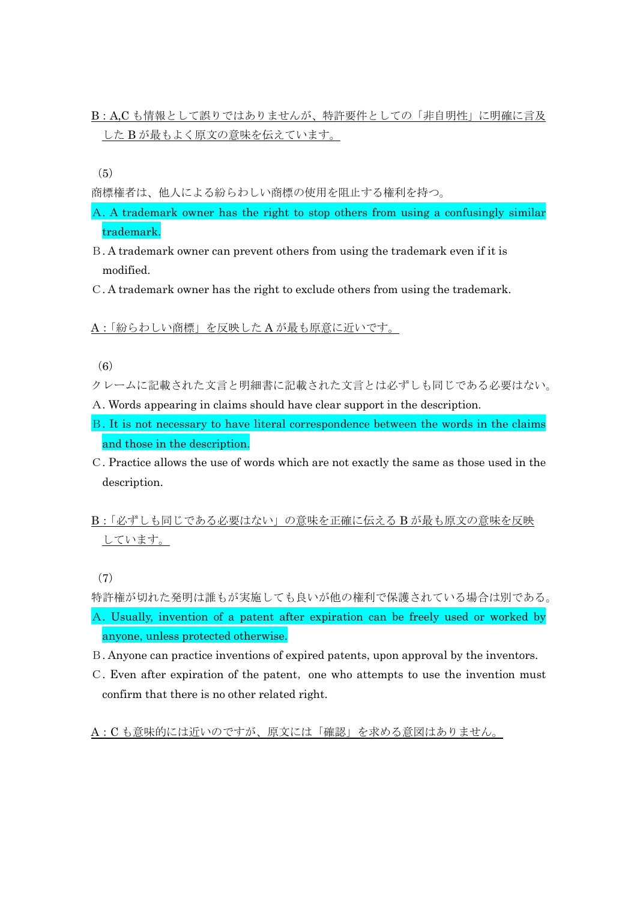B：A,C も情報として誤りではありませんが、特許要件としての「非自明性」に明確に言及した B が最も良く原文の意味を伝えています。

（5）

商標権者は、他人による紛らわしい商標の使用を阻止する権利を持つ。

A. A trademark owner has the right to stop others from using a confusingly similar trademark.

B. A trademark owner can prevent others from using the trademark even if it is modified.

C. A trademark owner has the right to exclude others from using the trademark.

A：「紛らわしい商標」を反映した A が最も原意に近いです。

（6）

クレームに記載された文言と明細書に記載された文言とは必ずしも同じである必要はない。

A. Words appearing in claims should have clear support in the description.

B. It is not necessary to have literal correspondence between the words in the claims and those in the description.

C. Practice allows the use of words which are not exactly the same as those used in the description.

B：「必ずしも同じである必要はない」の意味を正確に伝える B が最も原文の意味を反映しています。

（7）

特許権が切れた発明は誰もが実施しても良いが他の権利で保護されている場合は別である。

A. Usually, invention of a patent after expiration can be freely used or worked by anyone, unless protected otherwise.

B. Anyone can practice inventions of expired patents, upon approval by the inventors.

C. Even after expiration of the patent, one who attempts to use the invention must confirm that there is no other related right.

A：C も意味的には近いのですが、原文には「確認」を求める意図はありません。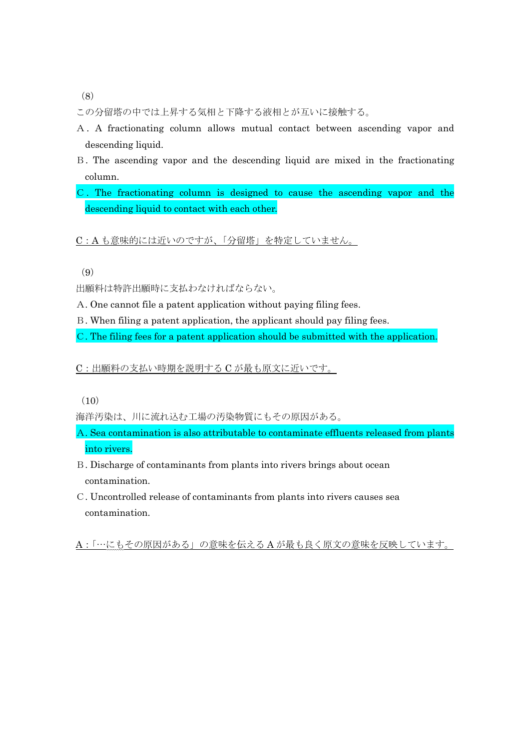（8）

この分留塔の中では上昇する気相と下降する液相とが互いに接触する。

A．A fractionating column allows mutual contact between ascending vapor and descending liquid.

B．The ascending vapor and the descending liquid are mixed in the fractionating column.

C．The fractionating column is designed to cause the ascending vapor and the descending liquid to contact with each other.

C：A も意味的には近いのですが、「分留塔」を特定していません。

（9）

出願料は特許出願時に支払わなければならない。

A. One cannot file a patent application without paying filing fees.

B. When filing a patent application, the applicant should pay filing fees.

C. The filing fees for a patent application should be submitted with the application.

C：出願料の支払い時期を説明する C が最も原文に近いです。

（10）

海洋汚染は、川に流れ込む工場の汚染物質にもその原因がある。

A. Sea contamination is also attributable to contaminate effluents released from plants into rivers.

B. Discharge of contaminants from plants into rivers brings about ocean contamination.

C. Uncontrolled release of contaminants from plants into rivers causes sea contamination.

A：「…にもその原因がある」の意味を伝える A が最も良く原文の意味を反映しています。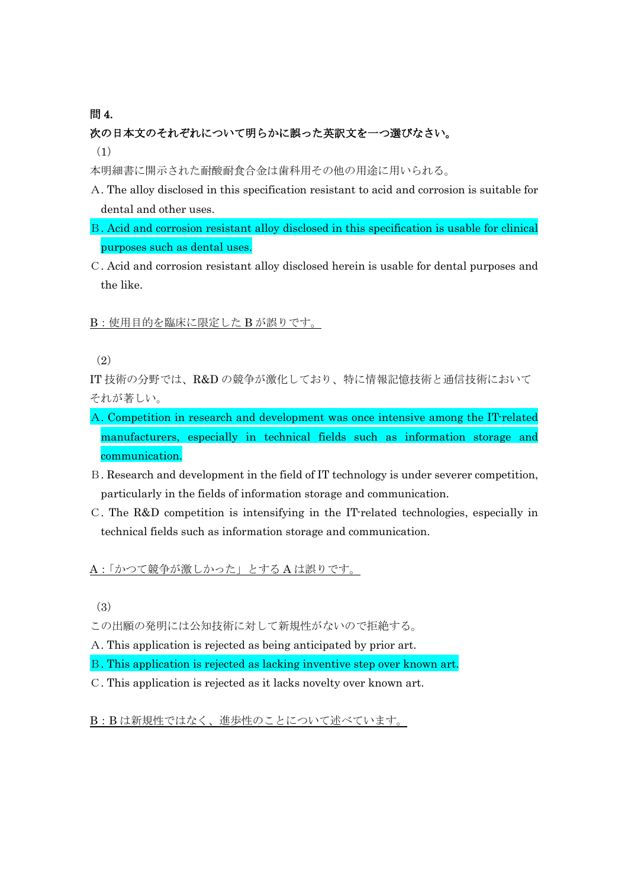**問 4.**

**次の日本文のそれぞれについて明らかに誤った英訳文を一つ選びなさい。**

（1）

本明細書に開示された耐酸耐食合金は歯科用その他の用途に用いられる。

A. The alloy disclosed in this specification resistant to acid and corrosion is suitable for dental and other uses.

B. Acid and corrosion resistant alloy disclosed in this specification is usable for clinical purposes such as dental uses.

C. Acid and corrosion resistant alloy disclosed herein is usable for dental purposes and the like.

B：使用目的を臨床に限定した B が誤りです。

（2）

IT 技術の分野では、R&D の競争が激化しており、特に情報記憶技術と通信技術においてそれが著しい。

A. Competition in research and development was once intensive among the IT-related manufacturers, especially in technical fields such as information storage and communication.

B. Research and development in the field of IT technology is under severer competition, particularly in the fields of information storage and communication.

C. The R&D competition is intensifying in the IT-related technologies, especially in technical fields such as information storage and communication.

A：「かつて競争が激しかった」とする A は誤りです。

（3）

この出願の発明には公知技術に対して新規性がないので拒絶する。

A. This application is rejected as being anticipated by prior art.

B. This application is rejected as lacking inventive step over known art.

C. This application is rejected as it lacks novelty over known art.

B：B は新規性ではなく、進歩性のことについて述べています。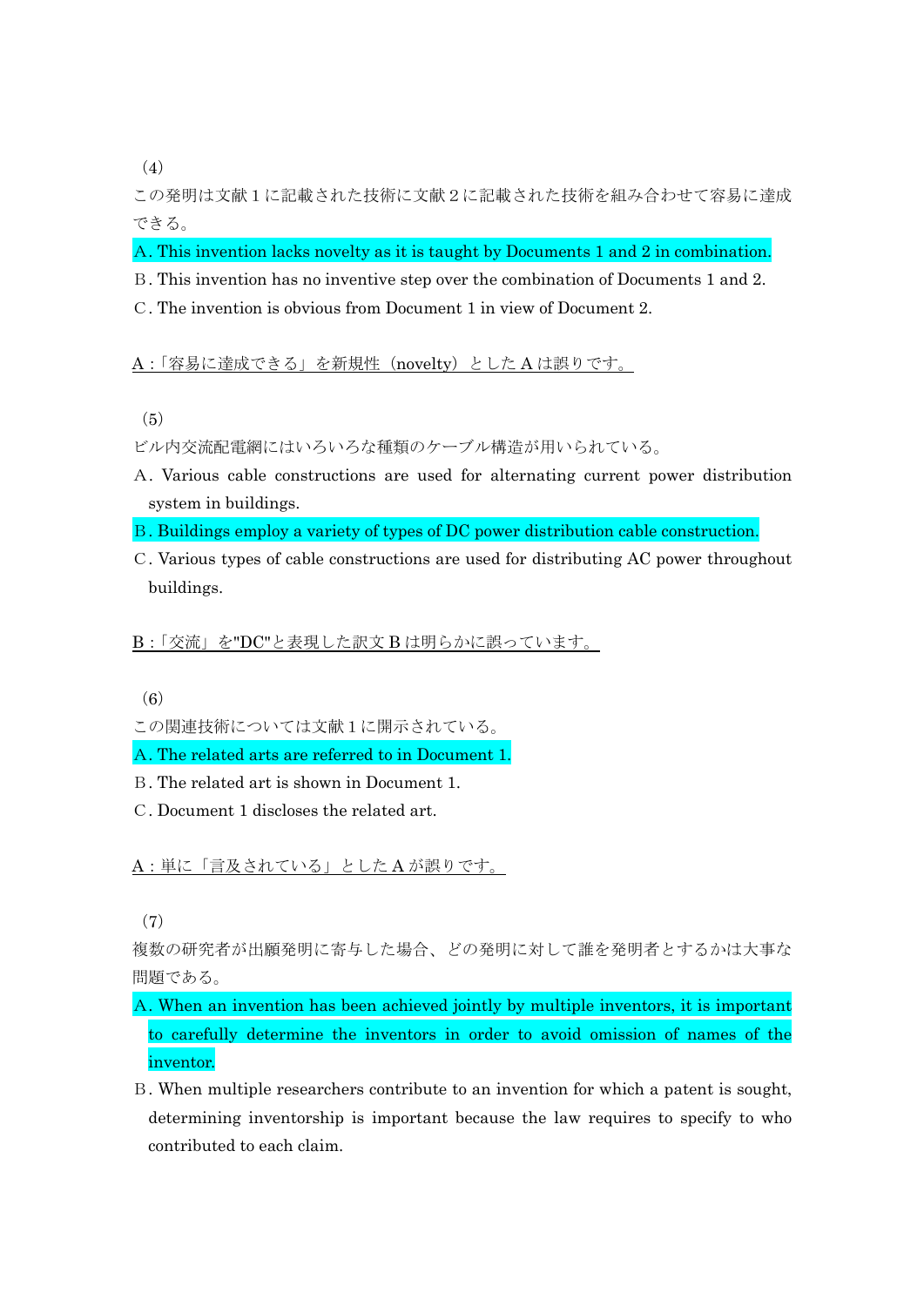（4）

この発明は文献１に記載された技術に文献２に記載された技術を組み合わせて容易に達成できる。

A. This invention lacks novelty as it is taught by Documents 1 and 2 in combination.

B. This invention has no inventive step over the combination of Documents 1 and 2.

C. The invention is obvious from Document 1 in view of Document 2.

A：「容易に達成できる」を新規性（novelty）としたAは誤りです。

（5）

ビル内交流配電網にはいろいろな種類のケーブル構造が用いられている。

A. Various cable constructions are used for alternating current power distribution system in buildings.

B. Buildings employ a variety of types of DC power distribution cable construction.

C. Various types of cable constructions are used for distributing AC power throughout buildings.

B：「交流」を"DC"と表現した訳文Bは明らかに誤っています。

（6）

この関連技術については文献１に開示されている。

A. The related arts are referred to in Document 1.

B. The related art is shown in Document 1.

C. Document 1 discloses the related art.

A：単に「言及されている」としたAが誤りです。

（7）

複数の研究者が出願発明に寄与した場合、どの発明に対して誰を発明者とするかは大事な問題である。

A. When an invention has been achieved jointly by multiple inventors, it is important to carefully determine the inventors in order to avoid omission of names of the inventor.

B. When multiple researchers contribute to an invention for which a patent is sought, determining inventorship is important because the law requires to specify to who contributed to each claim.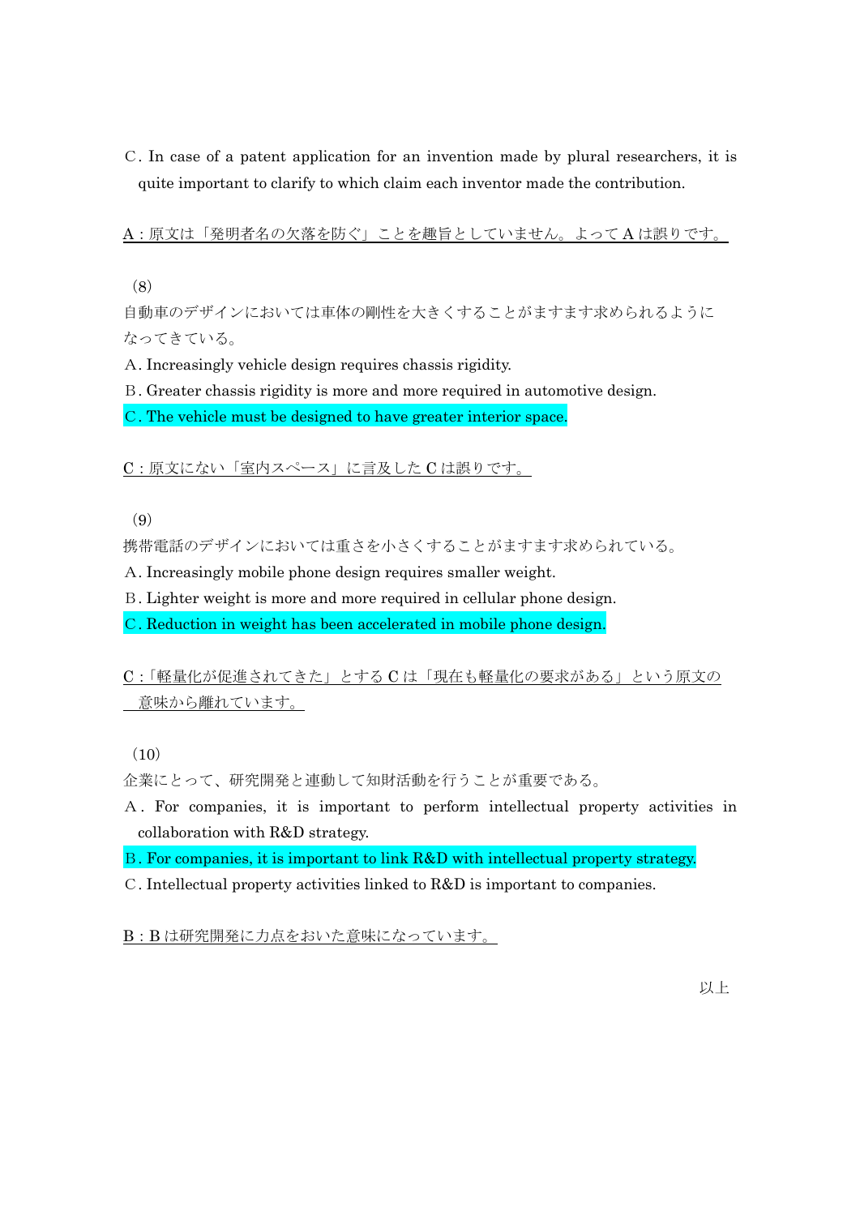C. In case of a patent application for an invention made by plural researchers, it is quite important to clarify to which claim each inventor made the contribution.

A：原文は「発明者名の欠落を防ぐ」ことを趣旨としていません。よって A は誤りです。

（8）

自動車のデザインにおいては車体の剛性を大きくすることがますます求められるようになってきている。

A. Increasingly vehicle design requires chassis rigidity.

B. Greater chassis rigidity is more and more required in automotive design.

C. The vehicle must be designed to have greater interior space.

C：原文にない「室内スペース」に言及した C は誤りです。

（9）

携帯電話のデザインにおいては重さを小さくすることがますます求められている。

A. Increasingly mobile phone design requires smaller weight.

B. Lighter weight is more and more required in cellular phone design.

C. Reduction in weight has been accelerated in mobile phone design.

C：「軽量化が促進されてきた」とする C は「現在も軽量化の要求がある」という原文の意味から離れています。

（10）

企業にとって、研究開発と連動して知財活動を行うことが重要である。

A. For companies, it is important to perform intellectual property activities in collaboration with R&D strategy.

B. For companies, it is important to link R&D with intellectual property strategy.

C. Intellectual property activities linked to R&D is important to companies.

B：B は研究開発に力点をおいた意味になっています。

以上